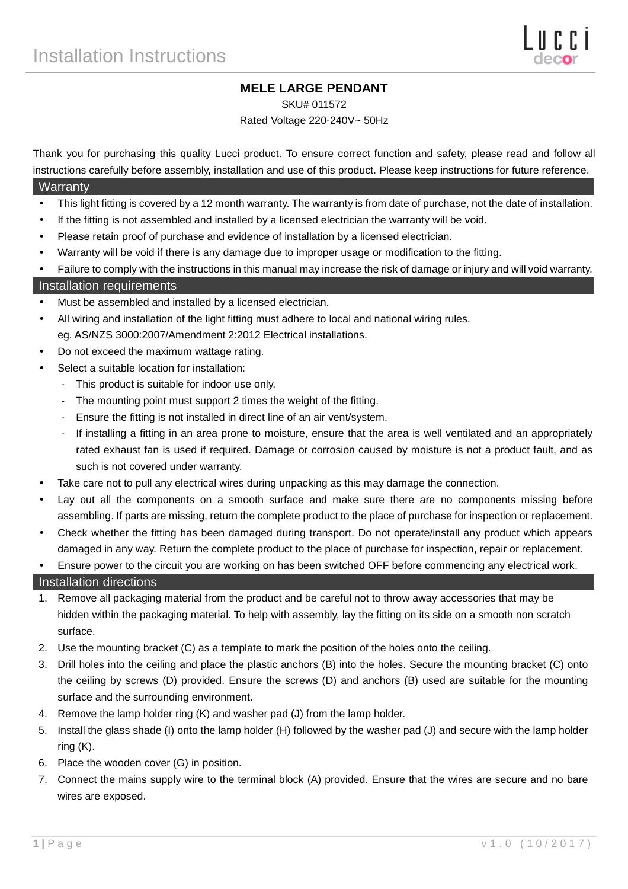# Installation Instructions

Lucci decor

## MELE LARGE PENDANT

SKU# 011572

Rated Voltage 220-240V~ 50Hz

Thank you for purchasing this quality Lucci product. To ensure correct function and safety, please read and follow all instructions carefully before assembly, installation and use of this product. Please keep instructions for future reference.

## Warranty

- This light fitting is covered by a 12 month warranty. The warranty is from date of purchase, not the date of installation.
- If the fitting is not assembled and installed by a licensed electrician the warranty will be void.
- Please retain proof of purchase and evidence of installation by a licensed electrician.
- Warranty will be void if there is any damage due to improper usage or modification to the fitting.
- Failure to comply with the instructions in this manual may increase the risk of damage or injury and will void warranty.

## Installation requirements

- Must be assembled and installed by a licensed electrician.
- All wiring and installation of the light fitting must adhere to local and national wiring rules.
  eg. AS/NZS 3000:2007/Amendment 2:2012 Electrical installations.
- Do not exceed the maximum wattage rating.
- Select a suitable location for installation:
  - This product is suitable for indoor use only.
  - The mounting point must support 2 times the weight of the fitting.
  - Ensure the fitting is not installed in direct line of an air vent/system.
  - If installing a fitting in an area prone to moisture, ensure that the area is well ventilated and an appropriately rated exhaust fan is used if required. Damage or corrosion caused by moisture is not a product fault, and as such is not covered under warranty.
- Take care not to pull any electrical wires during unpacking as this may damage the connection.
- Lay out all the components on a smooth surface and make sure there are no components missing before assembling. If parts are missing, return the complete product to the place of purchase for inspection or replacement.
- Check whether the fitting has been damaged during transport. Do not operate/install any product which appears damaged in any way. Return the complete product to the place of purchase for inspection, repair or replacement.
- Ensure power to the circuit you are working on has been switched OFF before commencing any electrical work.

## Installation directions

1. Remove all packaging material from the product and be careful not to throw away accessories that may be hidden within the packaging material. To help with assembly, lay the fitting on its side on a smooth non scratch surface.
2. Use the mounting bracket (C) as a template to mark the position of the holes onto the ceiling.
3. Drill holes into the ceiling and place the plastic anchors (B) into the holes. Secure the mounting bracket (C) onto the ceiling by screws (D) provided. Ensure the screws (D) and anchors (B) used are suitable for the mounting surface and the surrounding environment.
4. Remove the lamp holder ring (K) and washer pad (J) from the lamp holder.
5. Install the glass shade (I) onto the lamp holder (H) followed by the washer pad (J) and secure with the lamp holder ring (K).
6. Place the wooden cover (G) in position.
7. Connect the mains supply wire to the terminal block (A) provided. Ensure that the wires are secure and no bare wires are exposed.

v1.0 (10/2017)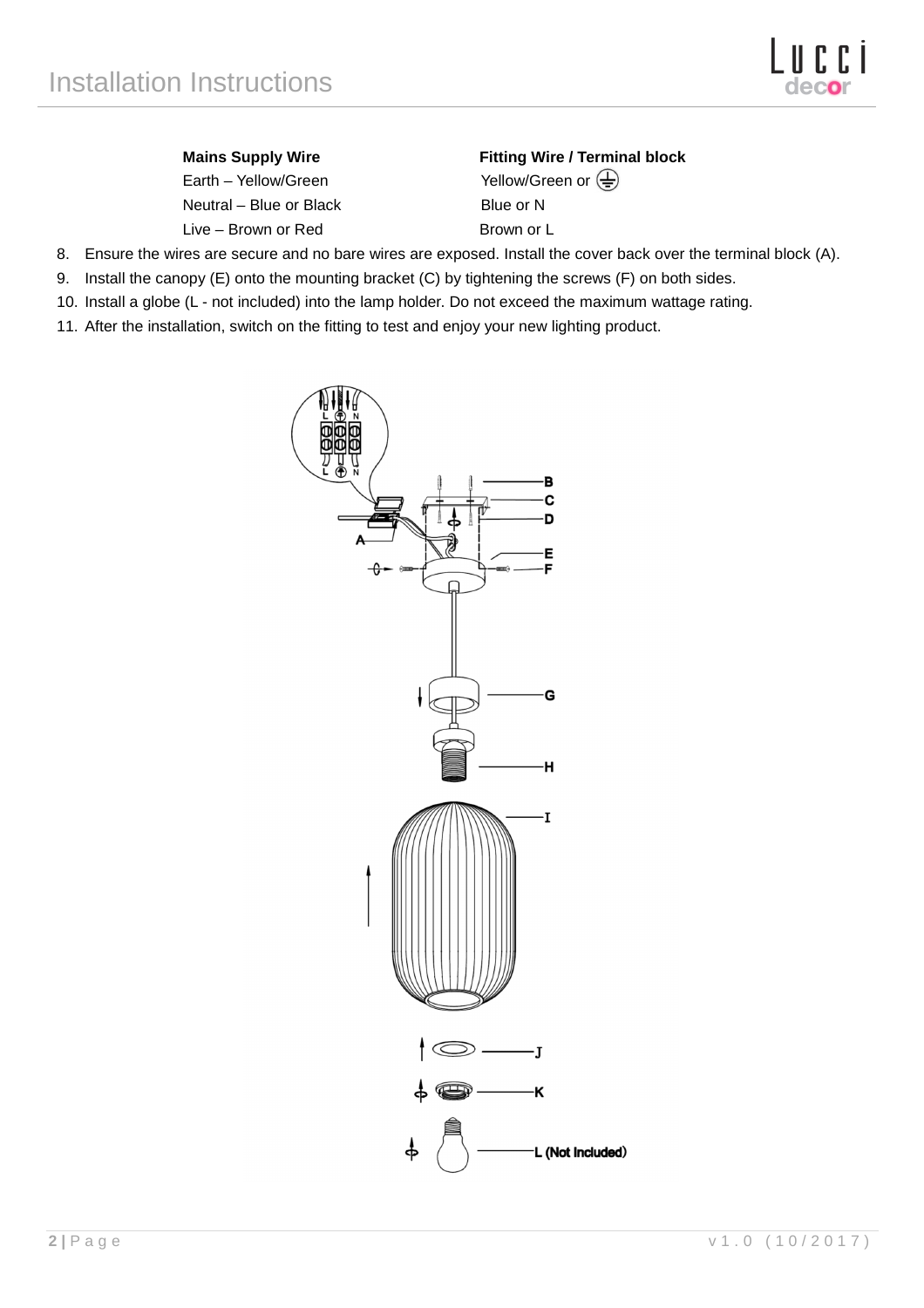# Installation Instructions

| Mains Supply Wire | Fitting Wire / Terminal block |
| --- | --- |
| Earth – Yellow/Green | Yellow/Green or ⏚ |
| Neutral – Blue or Black | Blue or N |
| Live – Brown or Red | Brown or L |

8. Ensure the wires are secure and no bare wires are exposed. Install the cover back over the terminal block (A).
9. Install the canopy (E) onto the mounting bracket (C) by tightening the screws (F) on both sides.
10. Install a globe (L - not included) into the lamp holder. Do not exceed the maximum wattage rating.
11. After the installation, switch on the fitting to test and enjoy your new lighting product.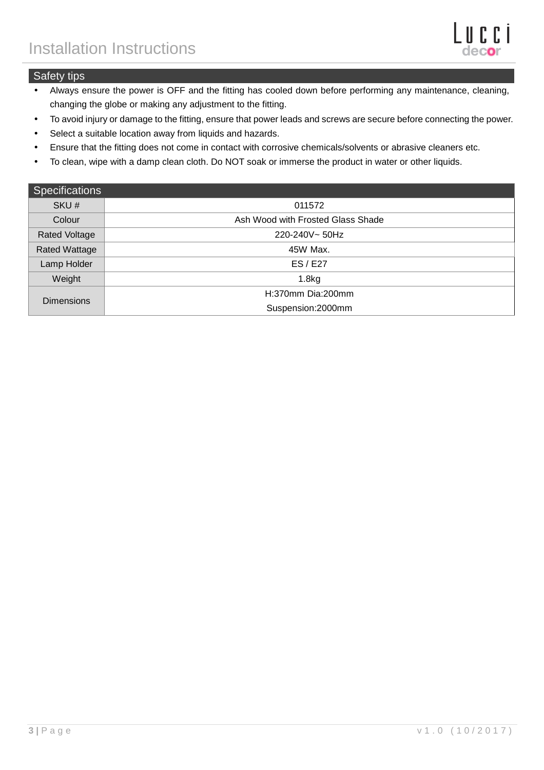# Installation Instructions

## Safety tips

- Always ensure the power is OFF and the fitting has cooled down before performing any maintenance, cleaning, changing the globe or making any adjustment to the fitting.
- To avoid injury or damage to the fitting, ensure that power leads and screws are secure before connecting the power.
- Select a suitable location away from liquids and hazards.
- Ensure that the fitting does not come in contact with corrosive chemicals/solvents or abrasive cleaners etc.
- To clean, wipe with a damp clean cloth. Do NOT soak or immerse the product in water or other liquids.

## Specifications

| | |
|---|---|
| SKU # | 011572 |
| Colour | Ash Wood with Frosted Glass Shade |
| Rated Voltage | 220-240V~ 50Hz |
| Rated Wattage | 45W Max. |
| Lamp Holder | ES / E27 |
| Weight | 1.8kg |
| Dimensions | H:370mm Dia:200mm<br>Suspension:2000mm |